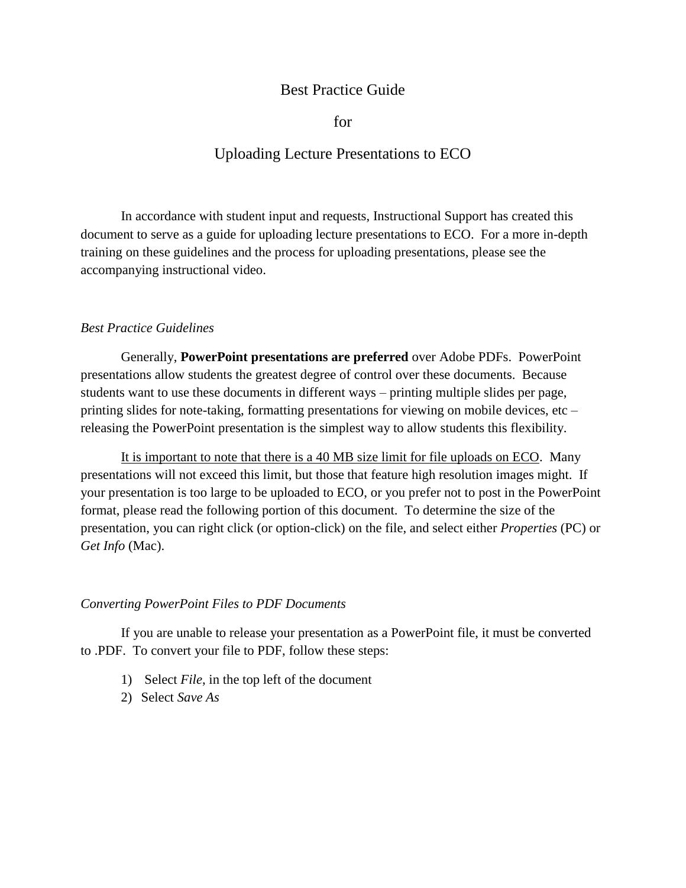# Best Practice Guide

# for

# Uploading Lecture Presentations to ECO

In accordance with student input and requests, Instructional Support has created this document to serve as a guide for uploading lecture presentations to ECO. For a more in-depth training on these guidelines and the process for uploading presentations, please see the accompanying instructional video.

## *Best Practice Guidelines*

Generally, **PowerPoint presentations are preferred** over Adobe PDFs. PowerPoint presentations allow students the greatest degree of control over these documents. Because students want to use these documents in different ways – printing multiple slides per page, printing slides for note-taking, formatting presentations for viewing on mobile devices, etc – releasing the PowerPoint presentation is the simplest way to allow students this flexibility.

<u>It is important to note that there is a 40 MB size limit for file uploads on ECO</u>. Many presentations will not exceed this limit, but those that feature high resolution images might. If your presentation is too large to be uploaded to ECO, or you prefer not to post in the PowerPoint format, please read the following portion of this document. To determine the size of the presentation, you can right click (or option-click) on the file, and select either *Properties* (PC) or *Get Info* (Mac).

## *Converting PowerPoint Files to PDF Documents*

If you are unable to release your presentation as a PowerPoint file, it must be converted to .PDF. To convert your file to PDF, follow these steps:

1) Select *File*, in the top left of the document
2) Select *Save As*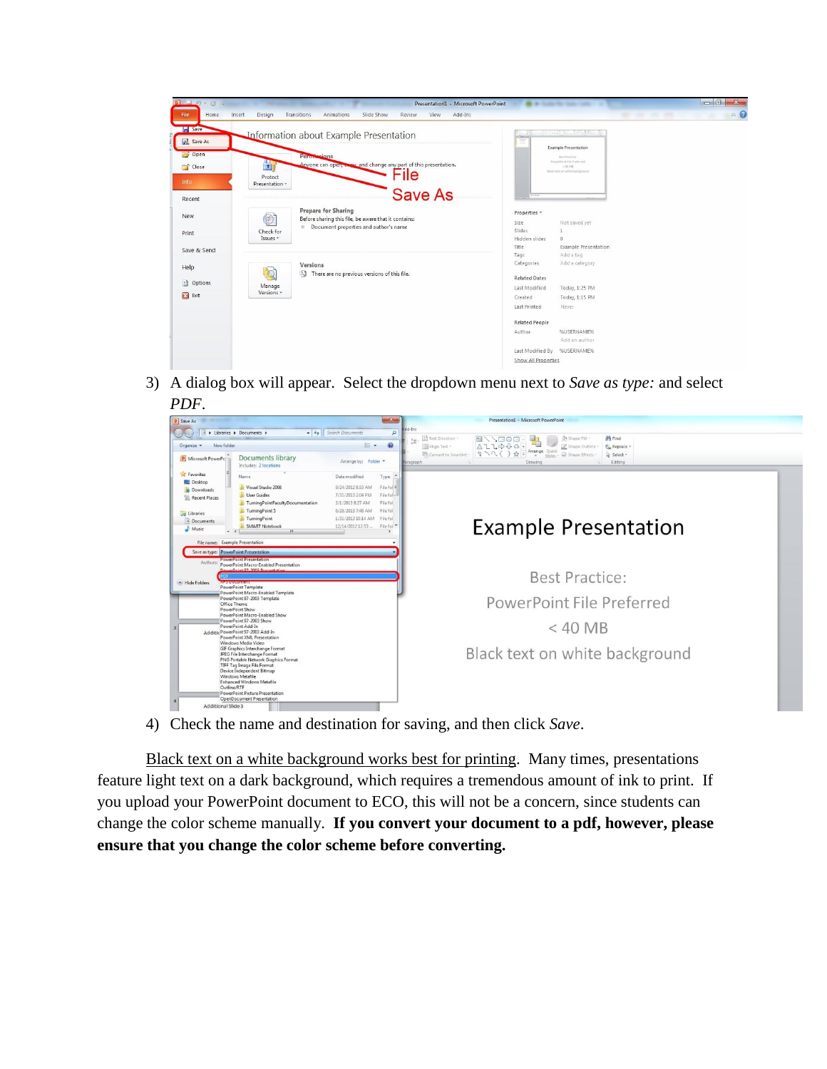3) A dialog box will appear. Select the dropdown menu next to *Save as type:* and select *PDF*.

4) Check the name and destination for saving, and then click *Save*.

Black text on a white background works best for printing. Many times, presentations feature light text on a dark background, which requires a tremendous amount of ink to print. If you upload your PowerPoint document to ECO, this will not be a concern, since students can change the color scheme manually. **If you convert your document to a pdf, however, please ensure that you change the color scheme before converting.**